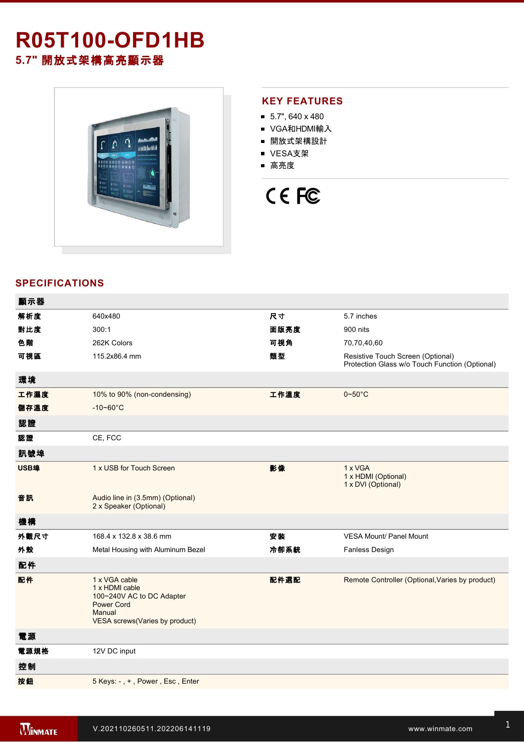# R05T100-OFD1HB

## 5.7" 開放式架構高亮顯示器

## KEY FEATURES

- 5.7", 640 x 480
- VGA和HDMI輸入
- 開放式架構設計
- VESA支架
- 高亮度

## SPECIFICATIONS

| 顯示器 | | | |
|---|---|---|---|
| 解析度 | 640x480 | 尺寸 | 5.7 inches |
| 對比度 | 300:1 | 面版亮度 | 900 nits |
| 色階 | 262K Colors | 可視角 | 70,70,40,60 |
| 可視區 | 115.2x86.4 mm | 類型 | Resistive Touch Screen (Optional)<br>Protection Glass w/o Touch Function (Optional) |
| **環境** | | | |
| 工作濕度 | 10% to 90% (non-condensing) | 工作溫度 | 0~50°C |
| 儲存溫度 | -10~60°C | | |
| **認證** | | | |
| 認證 | CE, FCC | | |
| **訊號埠** | | | |
| USB埠 | 1 x USB for Touch Screen | 影像 | 1 x VGA<br>1 x HDMI (Optional)<br>1 x DVI (Optional) |
| 音訊 | Audio line in (3.5mm) (Optional)<br>2 x Speaker (Optional) | | |
| **機構** | | | |
| 外觀尺寸 | 168.4 x 132.8 x 38.6 mm | 安裝 | VESA Mount/ Panel Mount |
| 外殼 | Metal Housing with Aluminum Bezel | 冷卻系統 | Fanless Design |
| **配件** | | | |
| 配件 | 1 x VGA cable<br>1 x HDMI cable<br>100~240V AC to DC Adapter<br>Power Cord<br>Manual<br>VESA screws(Varies by product) | 配件選配 | Remote Controller (Optional,Varies by product) |
| **電源** | | | |
| 電源規格 | 12V DC input | | |
| **控制** | | | |
| 按鈕 | 5 Keys: - , + , Power , Esc , Enter | | |

V.202110260511.202206141119

www.winmate.com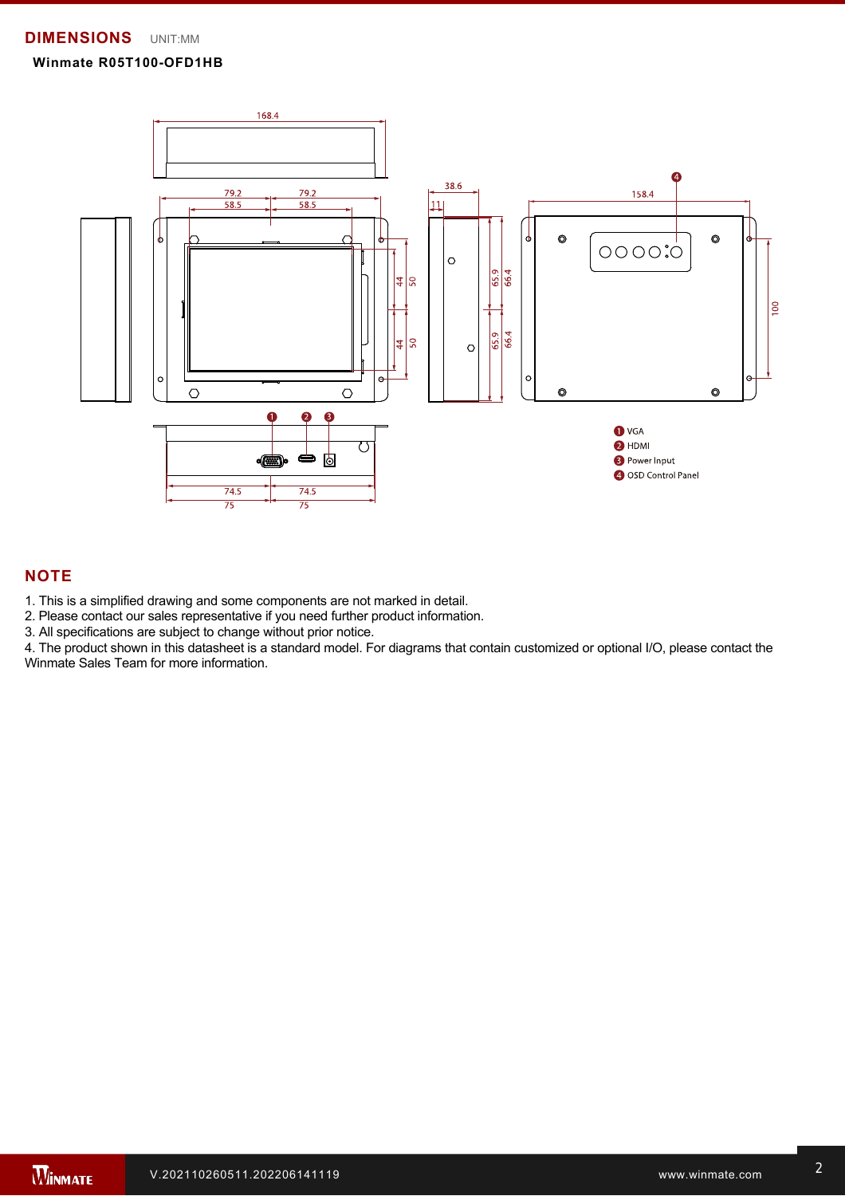## DIMENSIONS UNIT:MM

**Winmate R05T100-OFD1HB**

168.4

79.2 79.2

58.5 58.5

38.6

11

158.4

44 50

44 50

65.9 66.4

65.9 66.4

100

74.5 74.5

75 75

1 VGA
2 HDMI
3 Power Input
4 OSD Control Panel

## NOTE

1. This is a simplified drawing and some components are not marked in detail.
2. Please contact our sales representative if you need further product information.
3. All specifications are subject to change without prior notice.
4. The product shown in this datasheet is a standard model. For diagrams that contain customized or optional I/O, please contact the Winmate Sales Team for more information.